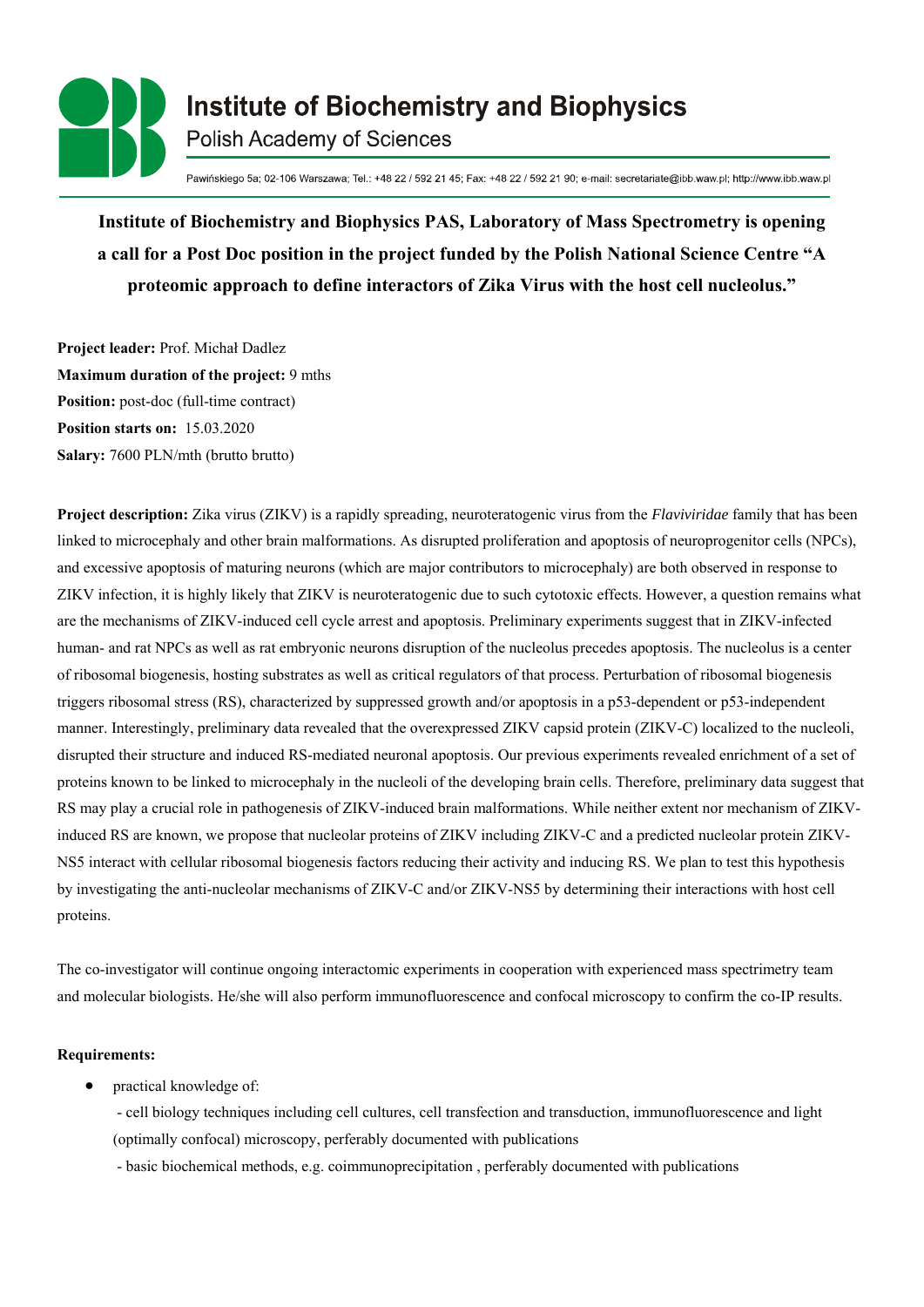# Institute of Biochemistry and Biophysics

Polish Academy of Sciences

Pawińskiego 5a; 02-106 Warszawa; Tel.: +48 22 / 592 21 45; Fax: +48 22 / 592 21 90; e-mail: secretariate@ibb.waw.pl; http://www.ibb.waw.pl

**Institute of Biochemistry and Biophysics PAS, Laboratory of Mass Spectrometry is opening a call for a Post Doc position in the project funded by the Polish National Science Centre "A proteomic approach to define interactors of Zika Virus with the host cell nucleolus."**

**Project leader:** Prof. Michał Dadlez
**Maximum duration of the project:** 9 mths
**Position:** post-doc (full-time contract)
**Position starts on:** 15.03.2020
**Salary:** 7600 PLN/mth (brutto brutto)

**Project description:** Zika virus (ZIKV) is a rapidly spreading, neuroteratogenic virus from the *Flaviviridae* family that has been linked to microcephaly and other brain malformations. As disrupted proliferation and apoptosis of neuroprogenitor cells (NPCs), and excessive apoptosis of maturing neurons (which are major contributors to microcephaly) are both observed in response to ZIKV infection, it is highly likely that ZIKV is neuroteratogenic due to such cytotoxic effects. However, a question remains what are the mechanisms of ZIKV-induced cell cycle arrest and apoptosis. Preliminary experiments suggest that in ZIKV-infected human- and rat NPCs as well as rat embryonic neurons disruption of the nucleolus precedes apoptosis. The nucleolus is a center of ribosomal biogenesis, hosting substrates as well as critical regulators of that process. Perturbation of ribosomal biogenesis triggers ribosomal stress (RS), characterized by suppressed growth and/or apoptosis in a p53-dependent or p53-independent manner. Interestingly, preliminary data revealed that the overexpressed ZIKV capsid protein (ZIKV-C) localized to the nucleoli, disrupted their structure and induced RS-mediated neuronal apoptosis. Our previous experiments revealed enrichment of a set of proteins known to be linked to microcephaly in the nucleoli of the developing brain cells. Therefore, preliminary data suggest that RS may play a crucial role in pathogenesis of ZIKV-induced brain malformations. While neither extent nor mechanism of ZIKV-induced RS are known, we propose that nucleolar proteins of ZIKV including ZIKV-C and a predicted nucleolar protein ZIKV-NS5 interact with cellular ribosomal biogenesis factors reducing their activity and inducing RS. We plan to test this hypothesis by investigating the anti-nucleolar mechanisms of ZIKV-C and/or ZIKV-NS5 by determining their interactions with host cell proteins.

The co-investigator will continue ongoing interactomic experiments in cooperation with experienced mass spectrimetry team and molecular biologists. He/she will also perform immunofluorescence and confocal microscopy to confirm the co-IP results.

**Requirements:**

- practical knowledge of:
  - cell biology techniques including cell cultures, cell transfection and transduction, immunofluorescence and light (optimally confocal) microscopy, perferably documented with publications
  - basic biochemical methods, e.g. coimmunoprecipitation , perferably documented with publications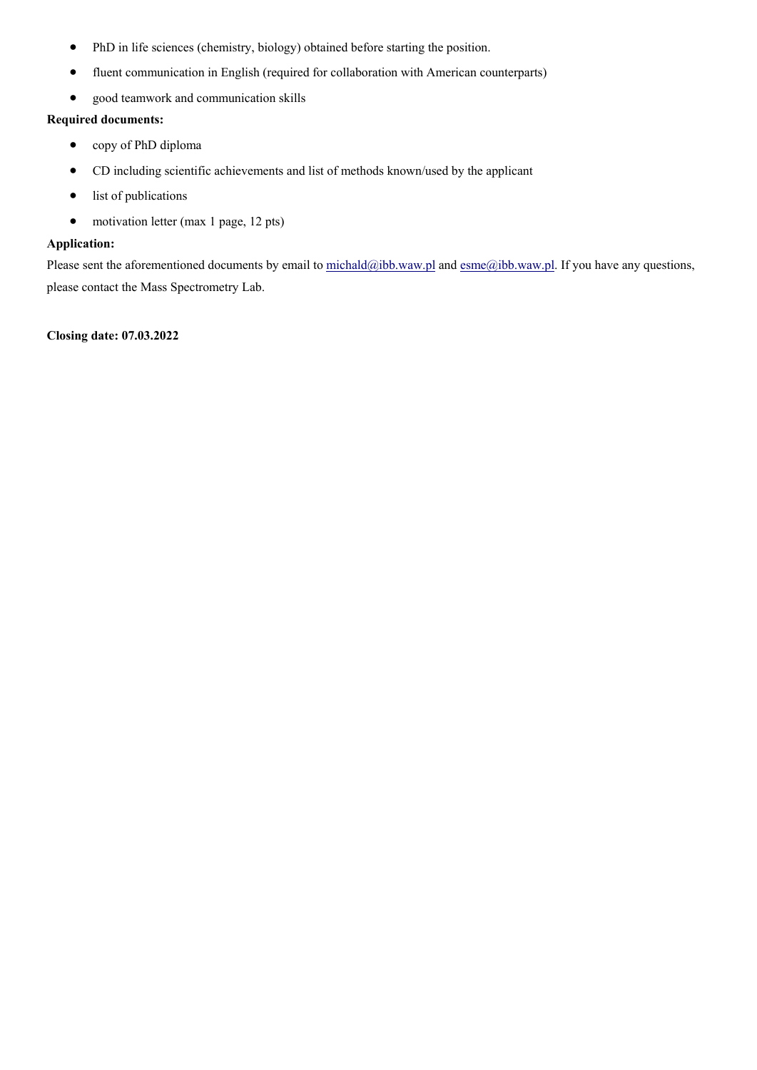- PhD in life sciences (chemistry, biology) obtained before starting the position.
- fluent communication in English (required for collaboration with American counterparts)
- good teamwork and communication skills

**Required documents:**

- copy of PhD diploma
- CD including scientific achievements and list of methods known/used by the applicant
- list of publications
- motivation letter (max 1 page, 12 pts)

**Application:**

Please sent the aforementioned documents by email to michald@ibb.waw.pl and esme@ibb.waw.pl. If you have any questions, please contact the Mass Spectrometry Lab.

**Closing date: 07.03.2022**